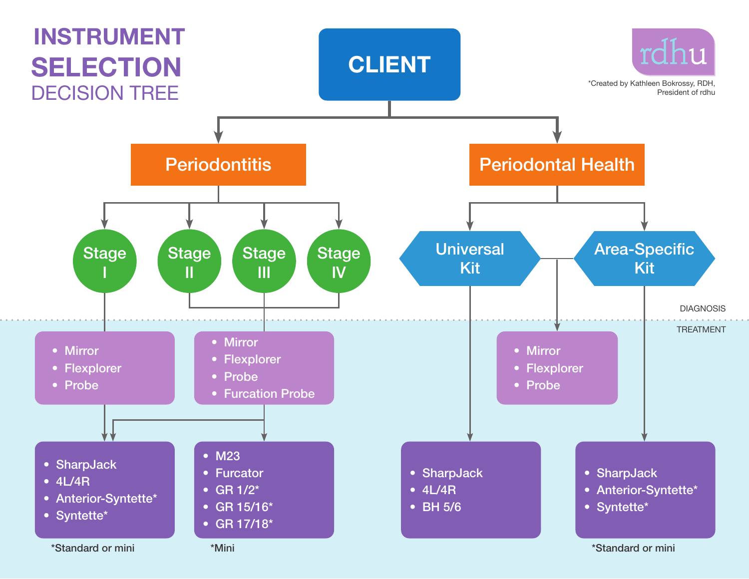# INSTRUMENT SELECTION DECISION TREE

*Created by Kathleen Bokrossy, RDH, President of rdhu

rdhu

**CLIENT**

## Periodontitis

DIAGNOSIS

- **Stage I**
  - TREATMENT:
    - Mirror
    - Flexplorer
    - Probe
  - Then:
    - SharpJack
    - 4L/4R
    - Anterior-Syntette*
    - Syntette*

    *Standard or mini

- **Stage II / Stage III / Stage IV**
  - TREATMENT:
    - Mirror
    - Flexplorer
    - Probe
    - Furcation Probe
  - Then:
    - M23
    - Furcator
    - GR 1/2*
    - GR 15/16*
    - GR 17/18*

    *Mini
  - Also leads to:
    - SharpJack
    - 4L/4R
    - Anterior-Syntette*
    - Syntette*

    *Standard or mini

## Periodontal Health

DIAGNOSIS

- **Universal Kit**
  - TREATMENT:
    - SharpJack
    - 4L/4R
    - BH 5/6

- **Universal Kit / Area-Specific Kit**
  - TREATMENT:
    - Mirror
    - Flexplorer
    - Probe

- **Area-Specific Kit**
  - TREATMENT:
    - SharpJack
    - Anterior-Syntette*
    - Syntette*

    *Standard or mini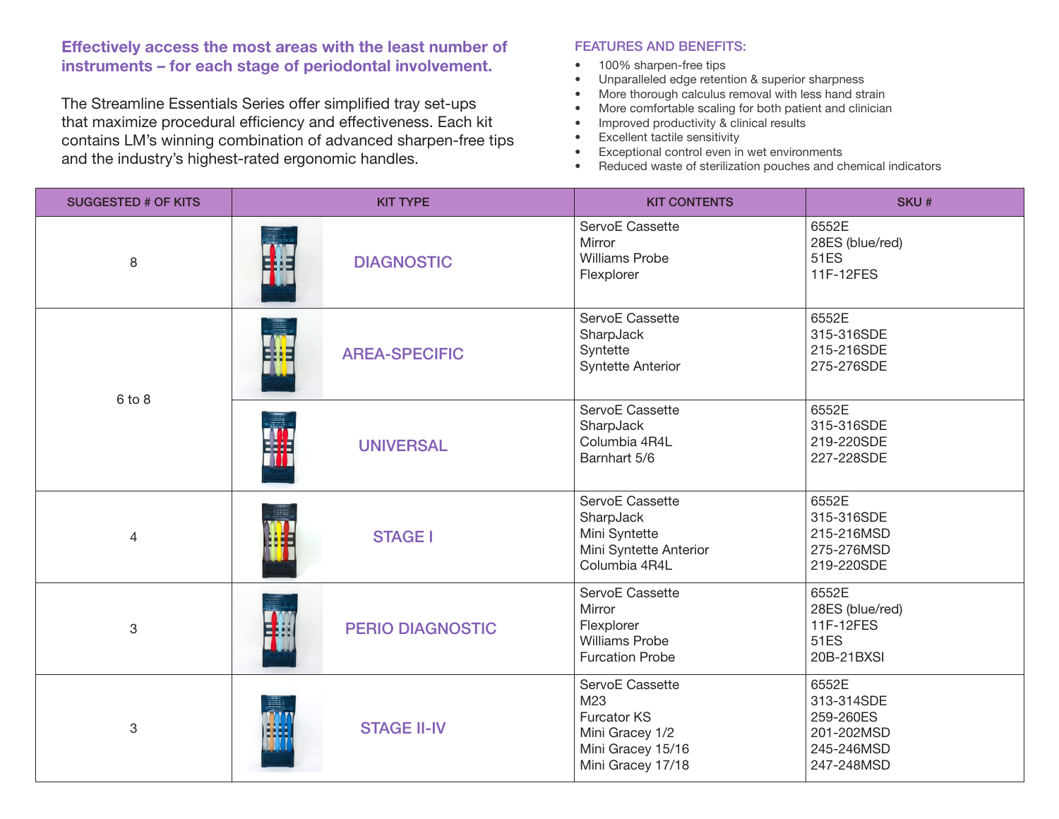**Effectively access the most areas with the least number of instruments – for each stage of periodontal involvement.**

The Streamline Essentials Series offer simplified tray set-ups that maximize procedural efficiency and effectiveness. Each kit contains LM's winning combination of advanced sharpen-free tips and the industry's highest-rated ergonomic handles.

FEATURES AND BENEFITS:

- 100% sharpen-free tips
- Unparalleled edge retention & superior sharpness
- More thorough calculus removal with less hand strain
- More comfortable scaling for both patient and clinician
- Improved productivity & clinical results
- Excellent tactile sensitivity
- Exceptional control even in wet environments
- Reduced waste of sterilization pouches and chemical indicators

| SUGGESTED # OF KITS | KIT TYPE | KIT CONTENTS | SKU # |
|---|---|---|---|
| 8 | DIAGNOSTIC | ServoE Cassette<br>Mirror<br>Williams Probe<br>Flexplorer | 6552E<br>28ES (blue/red)<br>51ES<br>11F-12FES |
| 6 to 8 | AREA-SPECIFIC | ServoE Cassette<br>SharpJack<br>Syntette<br>Syntette Anterior | 6552E<br>315-316SDE<br>215-216SDE<br>275-276SDE |
| | UNIVERSAL | ServoE Cassette<br>SharpJack<br>Columbia 4R4L<br>Barnhart 5/6 | 6552E<br>315-316SDE<br>219-220SDE<br>227-228SDE |
| 4 | STAGE I | ServoE Cassette<br>SharpJack<br>Mini Syntette<br>Mini Syntette Anterior<br>Columbia 4R4L | 6552E<br>315-316SDE<br>215-216MSD<br>275-276MSD<br>219-220SDE |
| 3 | PERIO DIAGNOSTIC | ServoE Cassette<br>Mirror<br>Flexplorer<br>Williams Probe<br>Furcation Probe | 6552E<br>28ES (blue/red)<br>11F-12FES<br>51ES<br>20B-21BXSI |
| 3 | STAGE II-IV | ServoE Cassette<br>M23<br>Furcator KS<br>Mini Gracey 1/2<br>Mini Gracey 15/16<br>Mini Gracey 17/18 | 6552E<br>313-314SDE<br>259-260ES<br>201-202MSD<br>245-246MSD<br>247-248MSD |